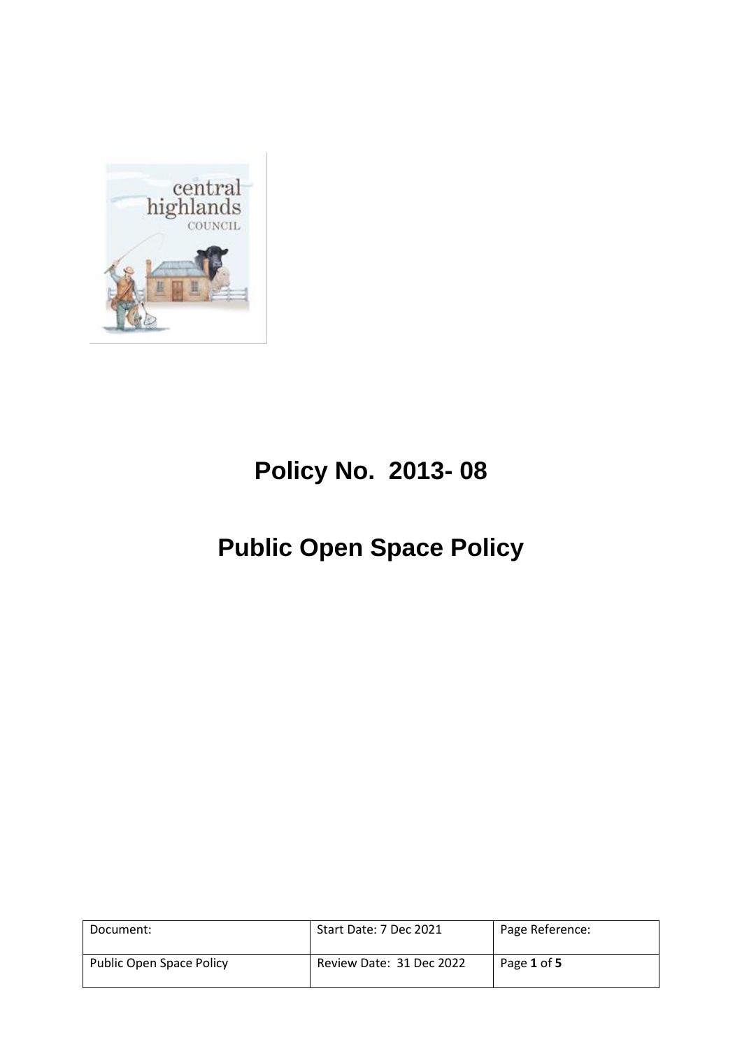# Policy No. 2013- 08

# Public Open Space Policy

| Document: | Start Date: 7 Dec 2021 | Page Reference: |
|---|---|---|
| Public Open Space Policy | Review Date: 31 Dec 2022 | Page **1** of **5** |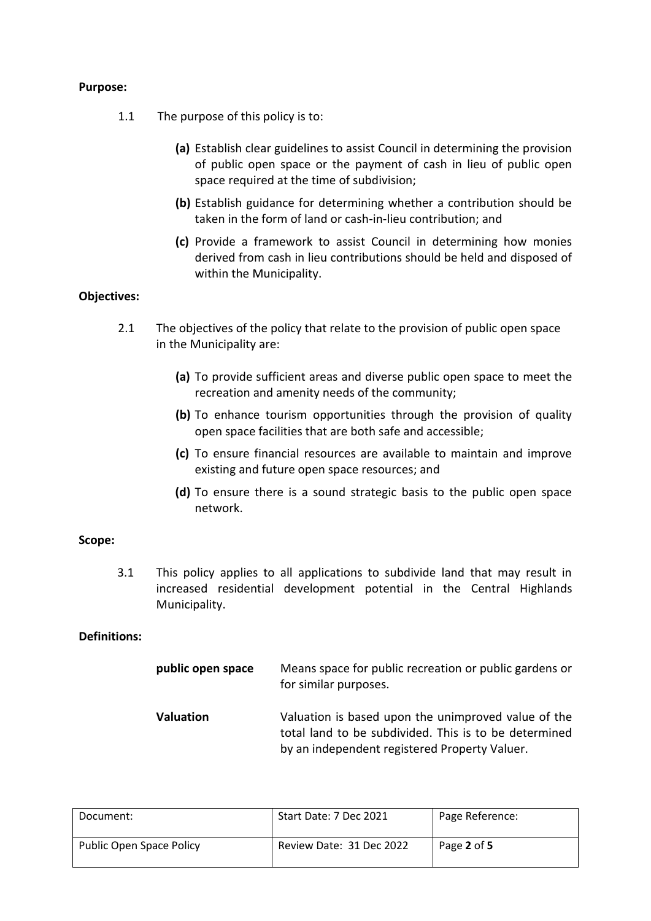**Purpose:**

1.1 The purpose of this policy is to:

**(a)** Establish clear guidelines to assist Council in determining the provision of public open space or the payment of cash in lieu of public open space required at the time of subdivision;

**(b)** Establish guidance for determining whether a contribution should be taken in the form of land or cash-in-lieu contribution; and

**(c)** Provide a framework to assist Council in determining how monies derived from cash in lieu contributions should be held and disposed of within the Municipality.

**Objectives:**

2.1 The objectives of the policy that relate to the provision of public open space in the Municipality are:

**(a)** To provide sufficient areas and diverse public open space to meet the recreation and amenity needs of the community;

**(b)** To enhance tourism opportunities through the provision of quality open space facilities that are both safe and accessible;

**(c)** To ensure financial resources are available to maintain and improve existing and future open space resources; and

**(d)** To ensure there is a sound strategic basis to the public open space network.

**Scope:**

3.1 This policy applies to all applications to subdivide land that may result in increased residential development potential in the Central Highlands Municipality.

**Definitions:**

| | |
|---|---|
| **public open space** | Means space for public recreation or public gardens or for similar purposes. |
| **Valuation** | Valuation is based upon the unimproved value of the total land to be subdivided. This is to be determined by an independent registered Property Valuer. |

| Document: | Start Date: 7 Dec 2021 | Page Reference: |
|---|---|---|
| Public Open Space Policy | Review Date: 31 Dec 2022 | Page **2** of **5** |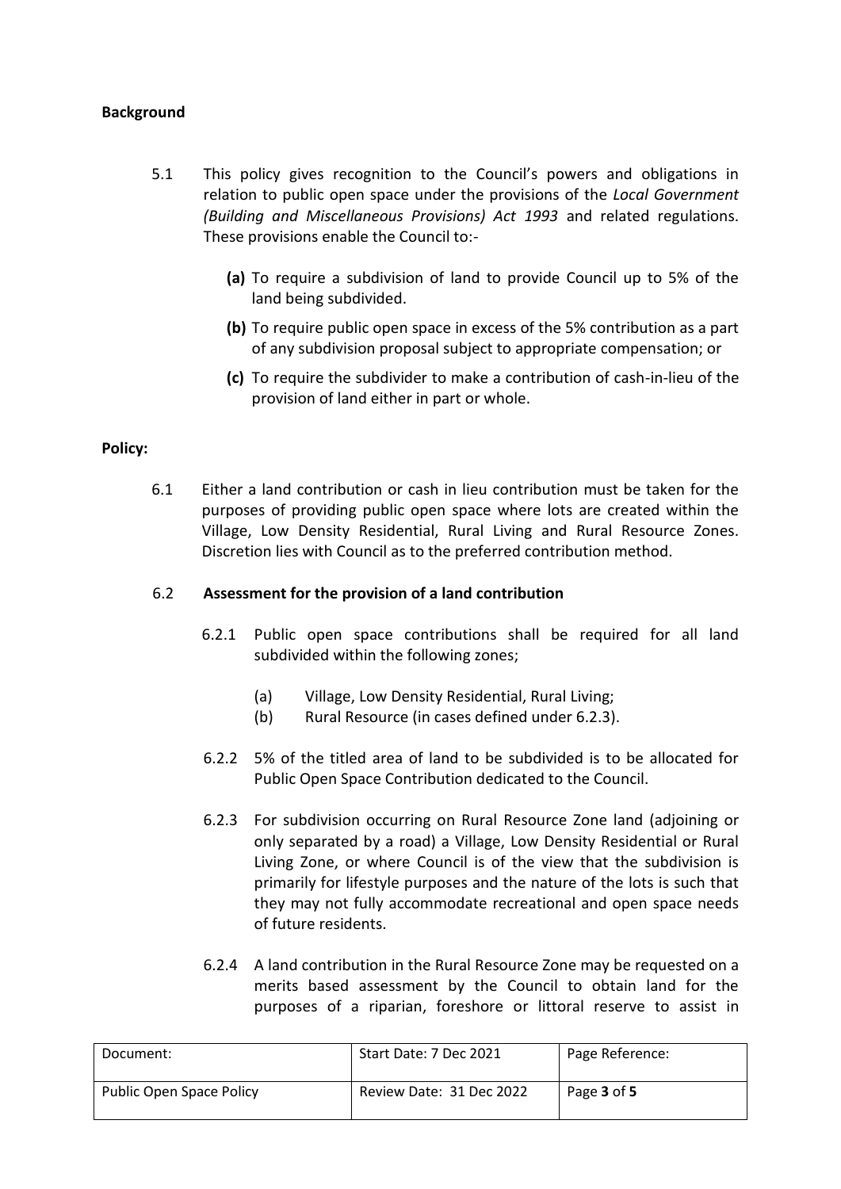**Background**

5.1 This policy gives recognition to the Council's powers and obligations in relation to public open space under the provisions of the *Local Government (Building and Miscellaneous Provisions) Act 1993* and related regulations. These provisions enable the Council to:-

- **(a)** To require a subdivision of land to provide Council up to 5% of the land being subdivided.
- **(b)** To require public open space in excess of the 5% contribution as a part of any subdivision proposal subject to appropriate compensation; or
- **(c)** To require the subdivider to make a contribution of cash-in-lieu of the provision of land either in part or whole.

**Policy:**

6.1 Either a land contribution or cash in lieu contribution must be taken for the purposes of providing public open space where lots are created within the Village, Low Density Residential, Rural Living and Rural Resource Zones. Discretion lies with Council as to the preferred contribution method.

6.2 **Assessment for the provision of a land contribution**

6.2.1 Public open space contributions shall be required for all land subdivided within the following zones;

- (a) Village, Low Density Residential, Rural Living;
- (b) Rural Resource (in cases defined under 6.2.3).

6.2.2 5% of the titled area of land to be subdivided is to be allocated for Public Open Space Contribution dedicated to the Council.

6.2.3 For subdivision occurring on Rural Resource Zone land (adjoining or only separated by a road) a Village, Low Density Residential or Rural Living Zone, or where Council is of the view that the subdivision is primarily for lifestyle purposes and the nature of the lots is such that they may not fully accommodate recreational and open space needs of future residents.

6.2.4 A land contribution in the Rural Resource Zone may be requested on a merits based assessment by the Council to obtain land for the purposes of a riparian, foreshore or littoral reserve to assist in

| Document: | Start Date: 7 Dec 2021 | Page Reference: |
|---|---|---|
| Public Open Space Policy | Review Date: 31 Dec 2022 | Page **3** of **5** |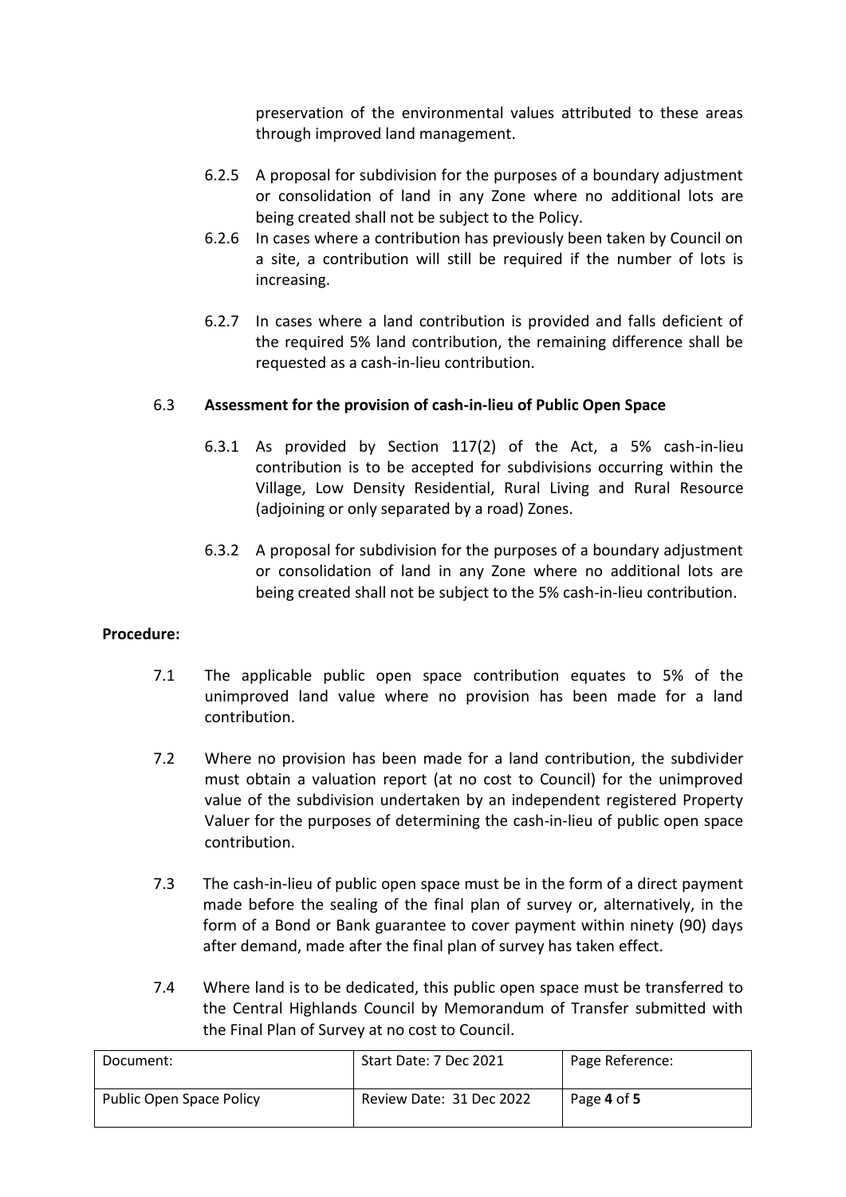preservation of the environmental values attributed to these areas through improved land management.

6.2.5 A proposal for subdivision for the purposes of a boundary adjustment or consolidation of land in any Zone where no additional lots are being created shall not be subject to the Policy.

6.2.6 In cases where a contribution has previously been taken by Council on a site, a contribution will still be required if the number of lots is increasing.

6.2.7 In cases where a land contribution is provided and falls deficient of the required 5% land contribution, the remaining difference shall be requested as a cash-in-lieu contribution.

6.3 **Assessment for the provision of cash-in-lieu of Public Open Space**

6.3.1 As provided by Section 117(2) of the Act, a 5% cash-in-lieu contribution is to be accepted for subdivisions occurring within the Village, Low Density Residential, Rural Living and Rural Resource (adjoining or only separated by a road) Zones.

6.3.2 A proposal for subdivision for the purposes of a boundary adjustment or consolidation of land in any Zone where no additional lots are being created shall not be subject to the 5% cash-in-lieu contribution.

**Procedure:**

7.1 The applicable public open space contribution equates to 5% of the unimproved land value where no provision has been made for a land contribution.

7.2 Where no provision has been made for a land contribution, the subdivider must obtain a valuation report (at no cost to Council) for the unimproved value of the subdivision undertaken by an independent registered Property Valuer for the purposes of determining the cash-in-lieu of public open space contribution.

7.3 The cash-in-lieu of public open space must be in the form of a direct payment made before the sealing of the final plan of survey or, alternatively, in the form of a Bond or Bank guarantee to cover payment within ninety (90) days after demand, made after the final plan of survey has taken effect.

7.4 Where land is to be dedicated, this public open space must be transferred to the Central Highlands Council by Memorandum of Transfer submitted with the Final Plan of Survey at no cost to Council.

| Document: | Start Date: 7 Dec 2021 | Page Reference: |
|---|---|---|
| Public Open Space Policy | Review Date: 31 Dec 2022 | Page **4** of **5** |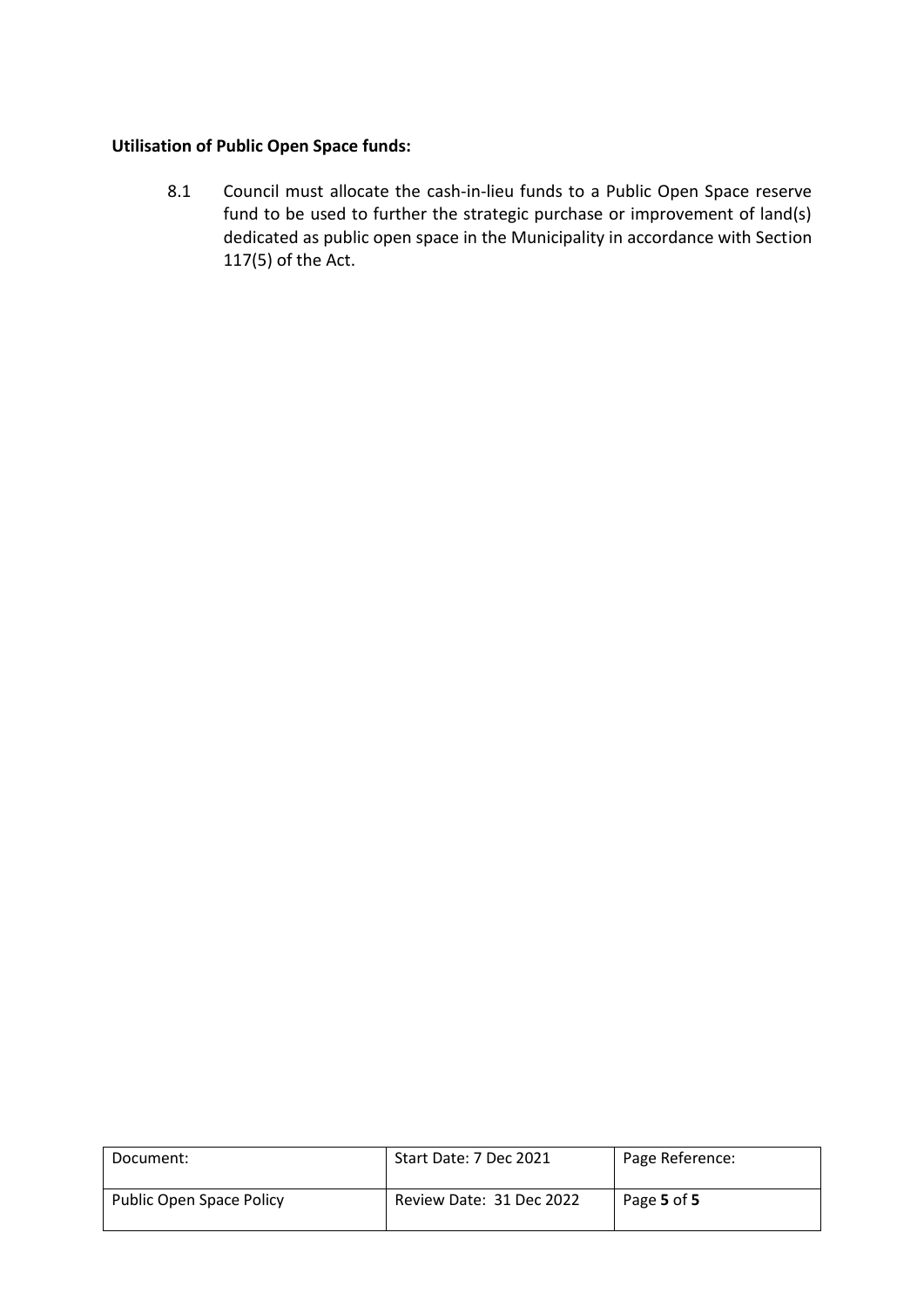**Utilisation of Public Open Space funds:**

8.1 Council must allocate the cash-in-lieu funds to a Public Open Space reserve fund to be used to further the strategic purchase or improvement of land(s) dedicated as public open space in the Municipality in accordance with Section 117(5) of the Act.